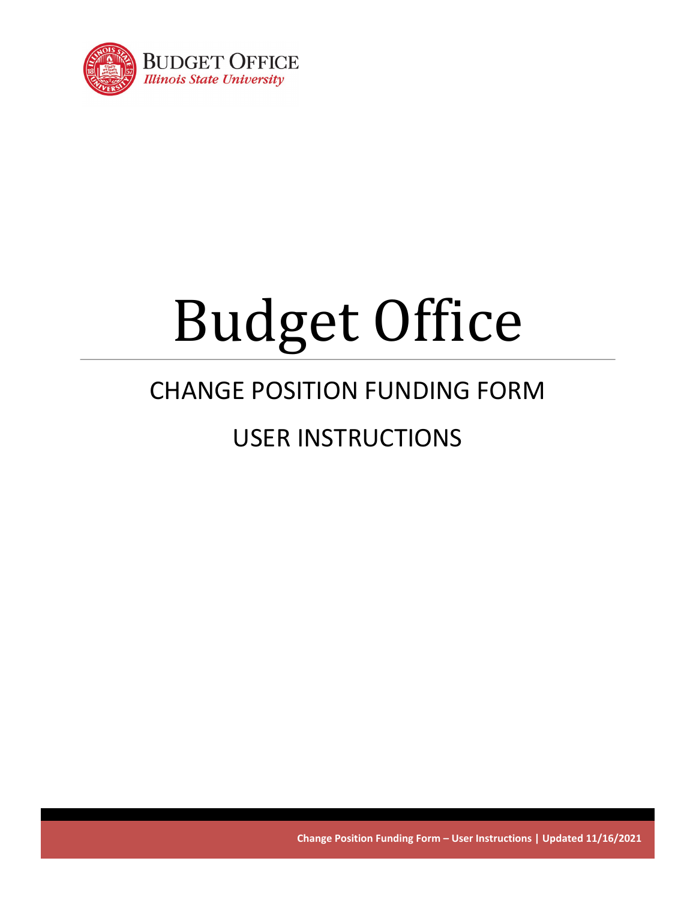BUDGET OFFICE
*Illinois State University*

# Budget Office

## CHANGE POSITION FUNDING FORM

## USER INSTRUCTIONS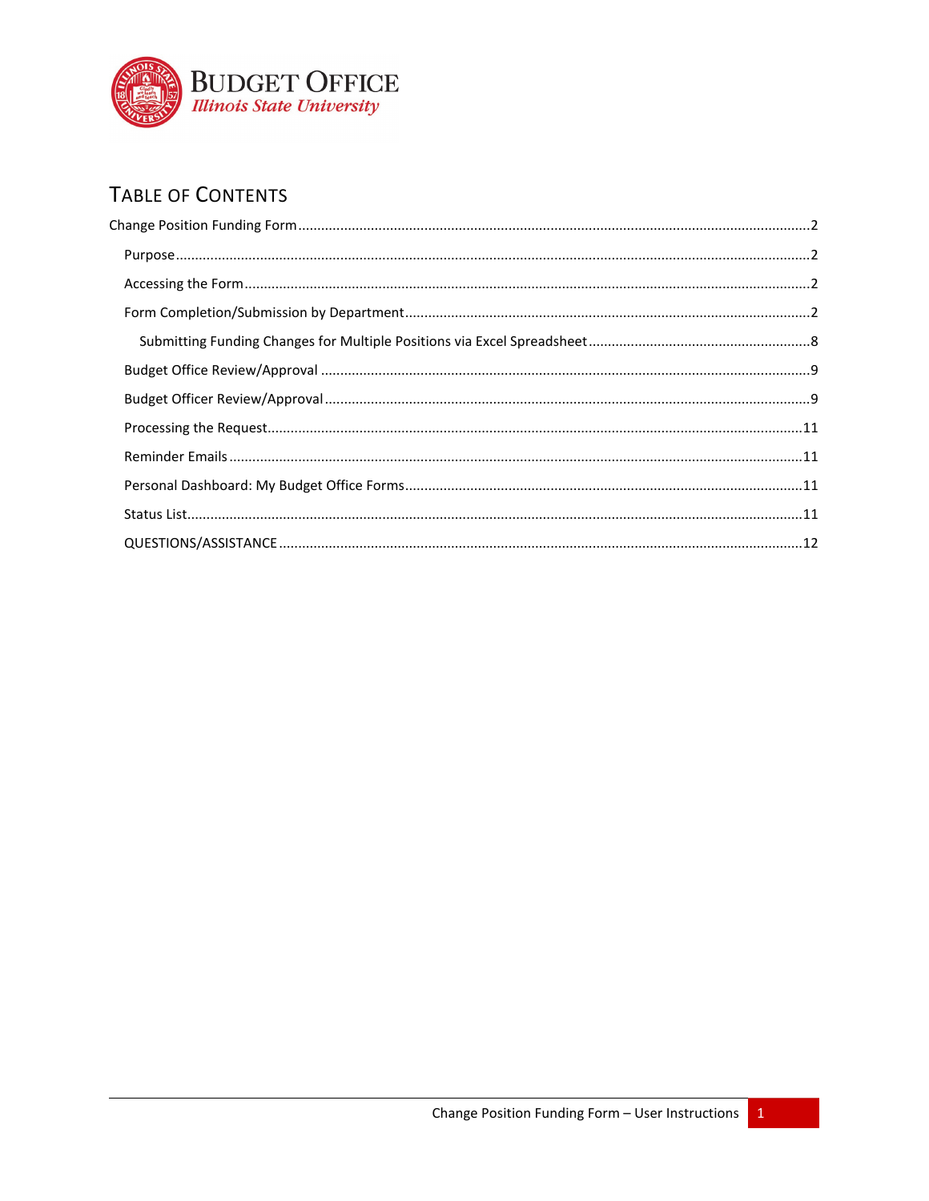**BUDGET OFFICE**
*Illinois State University*

# TABLE OF CONTENTS

- Change Position Funding Form ........ 2
  - Purpose ........ 2
  - Accessing the Form ........ 2
  - Form Completion/Submission by Department ........ 2
    - Submitting Funding Changes for Multiple Positions via Excel Spreadsheet ........ 8
  - Budget Office Review/Approval ........ 9
  - Budget Officer Review/Approval ........ 9
  - Processing the Request ........ 11
  - Reminder Emails ........ 11
  - Personal Dashboard: My Budget Office Forms ........ 11
  - Status List ........ 11
  - QUESTIONS/ASSISTANCE ........ 12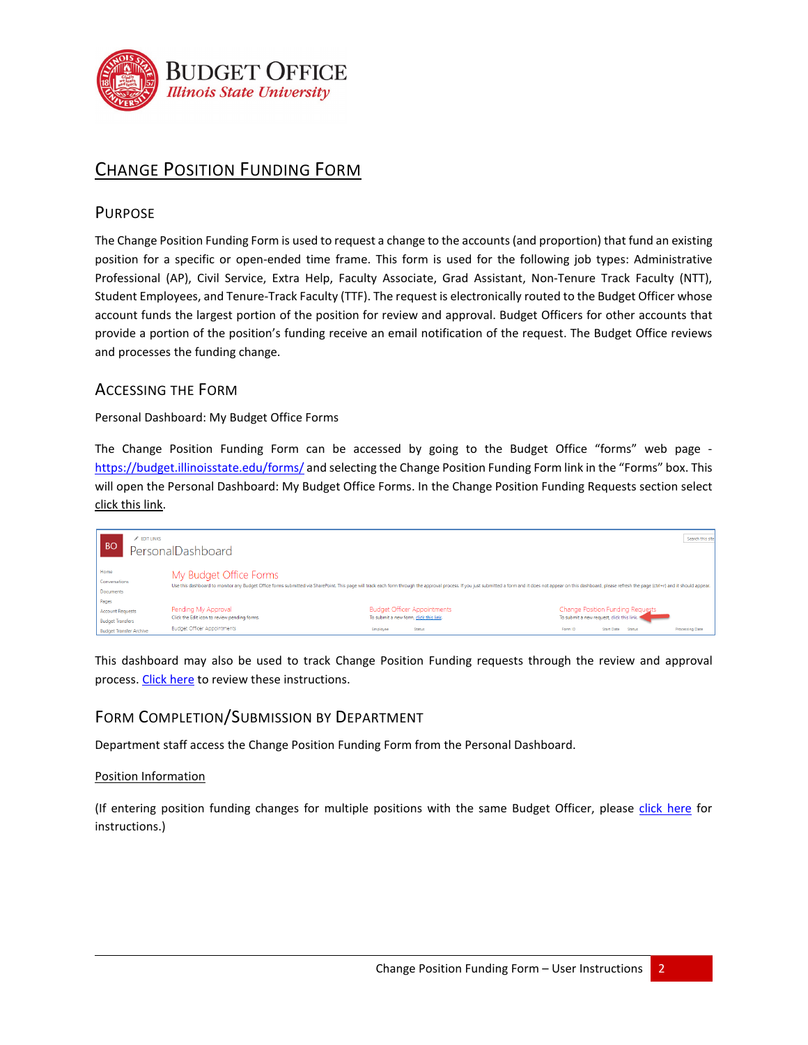# Change Position Funding Form

## Purpose

The Change Position Funding Form is used to request a change to the accounts (and proportion) that fund an existing position for a specific or open-ended time frame. This form is used for the following job types: Administrative Professional (AP), Civil Service, Extra Help, Faculty Associate, Grad Assistant, Non-Tenure Track Faculty (NTT), Student Employees, and Tenure-Track Faculty (TTF). The request is electronically routed to the Budget Officer whose account funds the largest portion of the position for review and approval. Budget Officers for other accounts that provide a portion of the position's funding receive an email notification of the request. The Budget Office reviews and processes the funding change.

## Accessing the Form

Personal Dashboard: My Budget Office Forms

The Change Position Funding Form can be accessed by going to the Budget Office "forms" web page - https://budget.illinoisstate.edu/forms/ and selecting the Change Position Funding Form link in the "Forms" box. This will open the Personal Dashboard: My Budget Office Forms. In the Change Position Funding Requests section select click this link.

This dashboard may also be used to track Change Position Funding requests through the review and approval process. Click here to review these instructions.

## Form Completion/Submission by Department

Department staff access the Change Position Funding Form from the Personal Dashboard.

Position Information

(If entering position funding changes for multiple positions with the same Budget Officer, please click here for instructions.)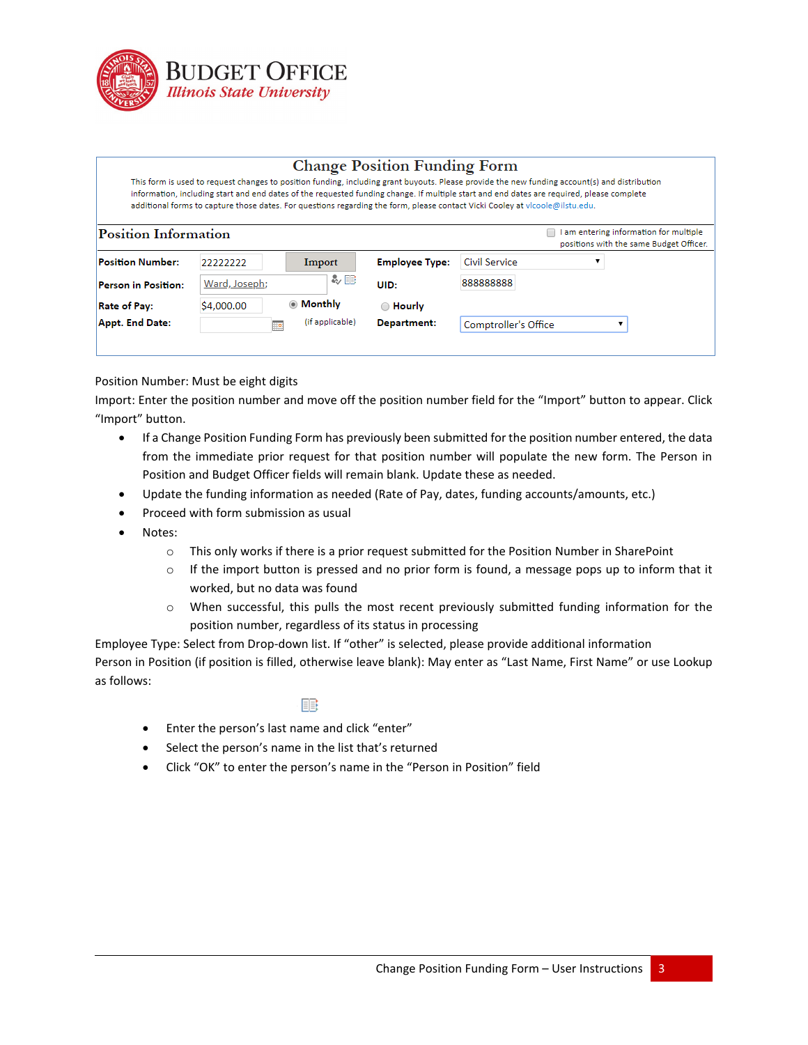# BUDGET OFFICE
*Illinois State University*

## Change Position Funding Form

This form is used to request changes to position funding, including grant buyouts. Please provide the new funding account(s) and distribution information, including start and end dates of the requested funding change. If multiple start and end dates are required, please complete additional forms to capture those dates. For questions regarding the form, please contact Vicki Cooley at vlcoole@ilstu.edu.

### Position Information

☐ I am entering information for multiple positions with the same Budget Officer.

| | | | | |
|---|---|---|---|---|
| **Position Number:** | 22222222 | Import | **Employee Type:** | Civil Service |
| **Person in Position:** | Ward, Joseph; | | **UID:** | 888888888 |
| **Rate of Pay:** | $4,000.00 | ◉ **Monthly** | ○ **Hourly** | |
| **Appt. End Date:** | | (if applicable) | **Department:** | Comptroller's Office |

Position Number: Must be eight digits

Import: Enter the position number and move off the position number field for the "Import" button to appear. Click "Import" button.

- If a Change Position Funding Form has previously been submitted for the position number entered, the data from the immediate prior request for that position number will populate the new form. The Person in Position and Budget Officer fields will remain blank. Update these as needed.
- Update the funding information as needed (Rate of Pay, dates, funding accounts/amounts, etc.)
- Proceed with form submission as usual
- Notes:
  - This only works if there is a prior request submitted for the Position Number in SharePoint
  - If the import button is pressed and no prior form is found, a message pops up to inform that it worked, but no data was found
  - When successful, this pulls the most recent previously submitted funding information for the position number, regardless of its status in processing

Employee Type: Select from Drop-down list. If "other" is selected, please provide additional information

Person in Position (if position is filled, otherwise leave blank): May enter as "Last Name, First Name" or use Lookup as follows:

- Enter the person's last name and click "enter"
- Select the person's name in the list that's returned
- Click "OK" to enter the person's name in the "Person in Position" field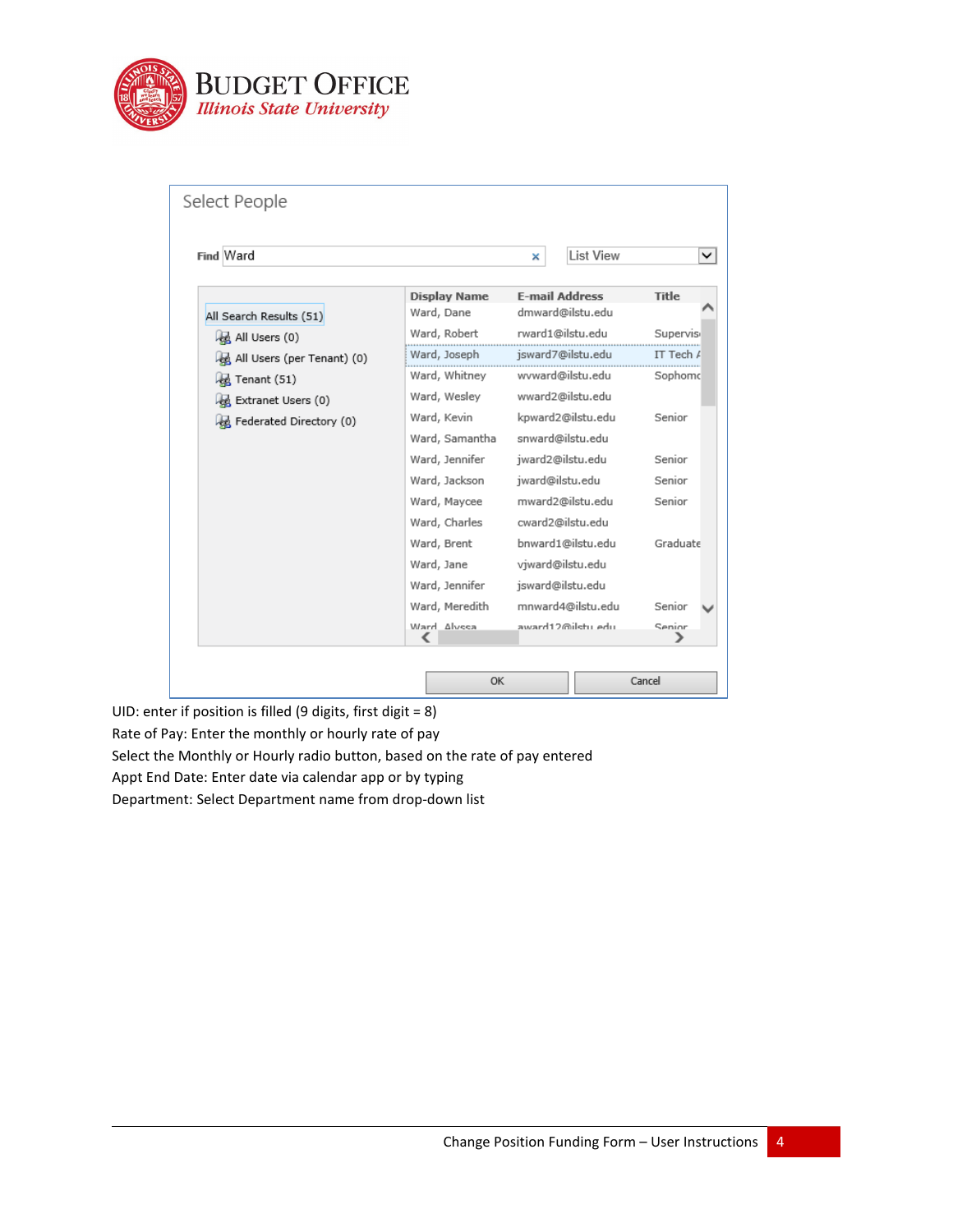Select People

Find Ward

List View

All Search Results (51)
- All Users (0)
- All Users (per Tenant) (0)
- Tenant (51)
- Extranet Users (0)
- Federated Directory (0)

| Display Name | E-mail Address | Title |
|---|---|---|
| Ward, Dane | dmward@ilstu.edu | |
| Ward, Robert | rward1@ilstu.edu | Supervis |
| Ward, Joseph | jsward7@ilstu.edu | IT Tech A |
| Ward, Whitney | wvward@ilstu.edu | Sophomo |
| Ward, Wesley | wward2@ilstu.edu | |
| Ward, Kevin | kpward2@ilstu.edu | Senior |
| Ward, Samantha | snward@ilstu.edu | |
| Ward, Jennifer | jward2@ilstu.edu | Senior |
| Ward, Jackson | jward@ilstu.edu | Senior |
| Ward, Maycee | mward2@ilstu.edu | Senior |
| Ward, Charles | cward2@ilstu.edu | |
| Ward, Brent | bnward1@ilstu.edu | Graduate |
| Ward, Jane | vjward@ilstu.edu | |
| Ward, Jennifer | jsward@ilstu.edu | |
| Ward, Meredith | mnward4@ilstu.edu | Senior |
| Ward, Alyssa | award12@ilstu.edu | Senior |

OK | Cancel

UID: enter if position is filled (9 digits, first digit = 8)

Rate of Pay: Enter the monthly or hourly rate of pay

Select the Monthly or Hourly radio button, based on the rate of pay entered

Appt End Date: Enter date via calendar app or by typing

Department: Select Department name from drop-down list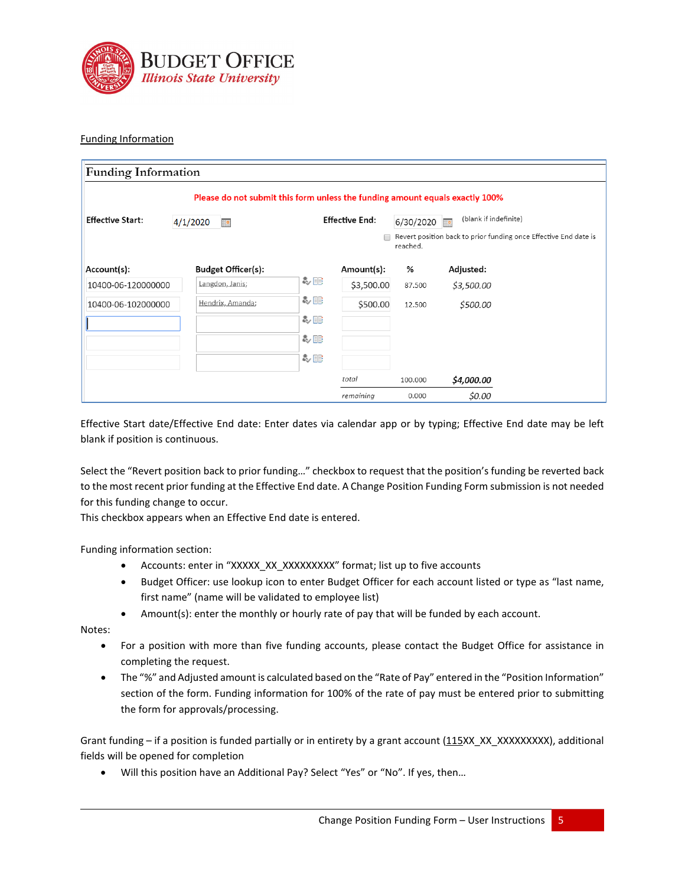Funding Information

**Funding Information**

Please do not submit this form unless the funding amount equals exactly 100%

| | | | | | |
|---|---|---|---|---|---|
| **Effective Start:** | 4/1/2020 | **Effective End:** | 6/30/2020 (blank if indefinite) | | |
| | | | ☐ Revert position back to prior funding once Effective End date is reached. | | |
| **Account(s):** | **Budget Officer(s):** | **Amount(s):** | **%** | **Adjusted:** | |
| 10400-06-120000000 | Langdon, Janis; | $3,500.00 | 87.500 | *$3,500.00* | |
| 10400-06-102000000 | Hendrix, Amanda; | $500.00 | 12.500 | *$500.00* | |
| | | | | | |
| | | | | | |
| | | | | | |
| | | *total* | 100.000 | ***$4,000.00*** | |
| | | *remaining* | 0.000 | *$0.00* | |

Effective Start date/Effective End date: Enter dates via calendar app or by typing; Effective End date may be left blank if position is continuous.

Select the "Revert position back to prior funding…" checkbox to request that the position's funding be reverted back to the most recent prior funding at the Effective End date. A Change Position Funding Form submission is not needed for this funding change to occur.
This checkbox appears when an Effective End date is entered.

Funding information section:

- Accounts: enter in "XXXXX_XX_XXXXXXXXX" format; list up to five accounts
- Budget Officer: use lookup icon to enter Budget Officer for each account listed or type as "last name, first name" (name will be validated to employee list)
- Amount(s): enter the monthly or hourly rate of pay that will be funded by each account.

Notes:

- For a position with more than five funding accounts, please contact the Budget Office for assistance in completing the request.
- The "%" and Adjusted amount is calculated based on the "Rate of Pay" entered in the "Position Information" section of the form. Funding information for 100% of the rate of pay must be entered prior to submitting the form for approvals/processing.

Grant funding – if a position is funded partially or in entirety by a grant account (<u>115</u>XX_XX_XXXXXXXXX), additional fields will be opened for completion

- Will this position have an Additional Pay? Select "Yes" or "No". If yes, then…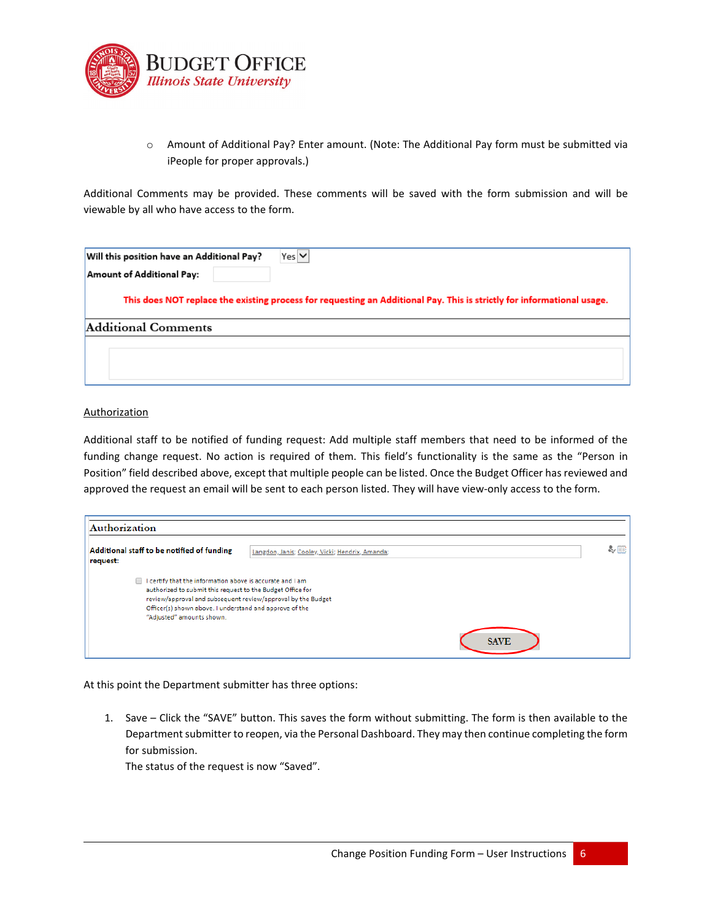- Amount of Additional Pay? Enter amount. (Note: The Additional Pay form must be submitted via iPeople for proper approvals.)

Additional Comments may be provided. These comments will be saved with the form submission and will be viewable by all who have access to the form.

| Will this position have an Additional Pay? | Yes |
|---|---|
| Amount of Additional Pay: | |

**This does NOT replace the existing process for requesting an Additional Pay. This is strictly for informational usage.**

**Additional Comments**

Authorization

Additional staff to be notified of funding request: Add multiple staff members that need to be informed of the funding change request. No action is required of them. This field's functionality is the same as the "Person in Position" field described above, except that multiple people can be listed. Once the Budget Officer has reviewed and approved the request an email will be sent to each person listed. They will have view-only access to the form.

**Authorization**

**Additional staff to be notified of funding request:** Langdon, Janis; Cooley, Vicki; Hendrix, Amanda;

☐ I certify that the information above is accurate and I am authorized to submit this request to the Budget Office for review/approval and subsequent review/approval by the Budget Officer(s) shown above. I understand and approve of the "Adjusted" amounts shown.

SAVE

At this point the Department submitter has three options:

1. Save – Click the "SAVE" button. This saves the form without submitting. The form is then available to the Department submitter to reopen, via the Personal Dashboard. They may then continue completing the form for submission.
   The status of the request is now "Saved".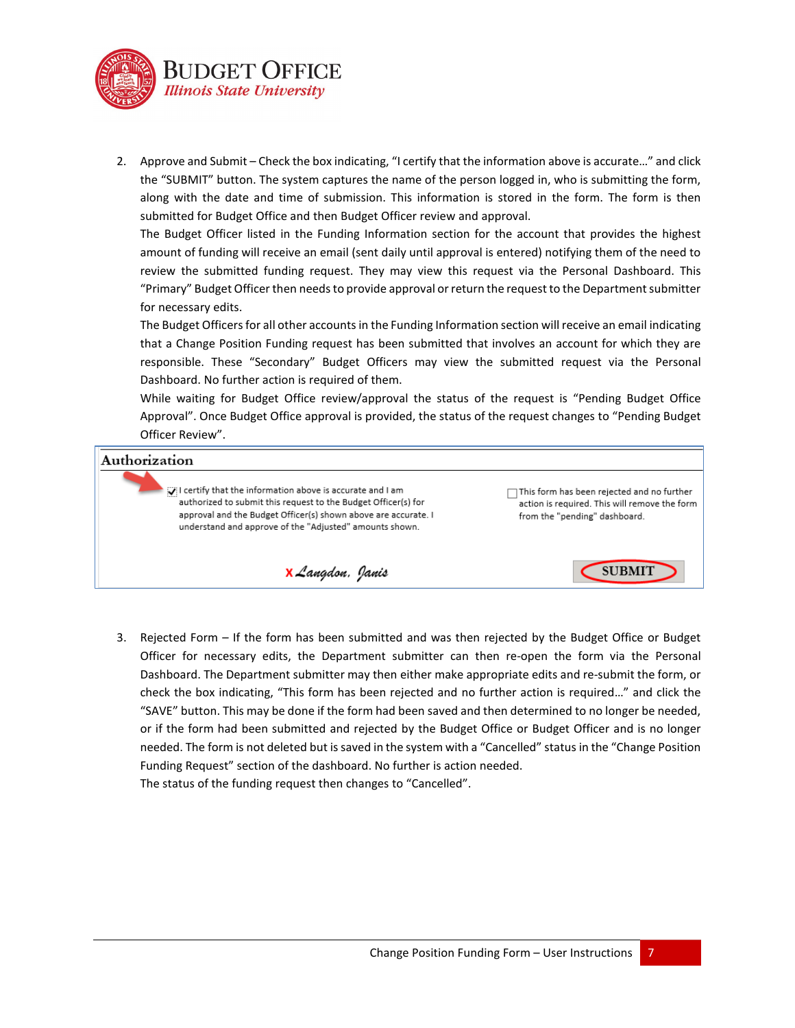2. Approve and Submit – Check the box indicating, "I certify that the information above is accurate…" and click the "SUBMIT" button. The system captures the name of the person logged in, who is submitting the form, along with the date and time of submission. This information is stored in the form. The form is then submitted for Budget Office and then Budget Officer review and approval.

   The Budget Officer listed in the Funding Information section for the account that provides the highest amount of funding will receive an email (sent daily until approval is entered) notifying them of the need to review the submitted funding request. They may view this request via the Personal Dashboard. This "Primary" Budget Officer then needs to provide approval or return the request to the Department submitter for necessary edits.

   The Budget Officers for all other accounts in the Funding Information section will receive an email indicating that a Change Position Funding request has been submitted that involves an account for which they are responsible. These "Secondary" Budget Officers may view the submitted request via the Personal Dashboard. No further action is required of them.

   While waiting for Budget Office review/approval the status of the request is "Pending Budget Office Approval". Once Budget Office approval is provided, the status of the request changes to "Pending Budget Officer Review".

**Authorization**

☑ I certify that the information above is accurate and I am authorized to submit this request to the Budget Officer(s) for approval and the Budget Officer(s) shown above are accurate. I understand and approve of the "Adjusted" amounts shown.

☐ This form has been rejected and no further action is required. This will remove the form from the "pending" dashboard.

x *Langdon, Janis*

SUBMIT

3. Rejected Form – If the form has been submitted and was then rejected by the Budget Office or Budget Officer for necessary edits, the Department submitter can then re-open the form via the Personal Dashboard. The Department submitter may then either make appropriate edits and re-submit the form, or check the box indicating, "This form has been rejected and no further action is required…" and click the "SAVE" button. This may be done if the form had been saved and then determined to no longer be needed, or if the form had been submitted and rejected by the Budget Office or Budget Officer and is no longer needed. The form is not deleted but is saved in the system with a "Cancelled" status in the "Change Position Funding Request" section of the dashboard. No further is action needed.

   The status of the funding request then changes to "Cancelled".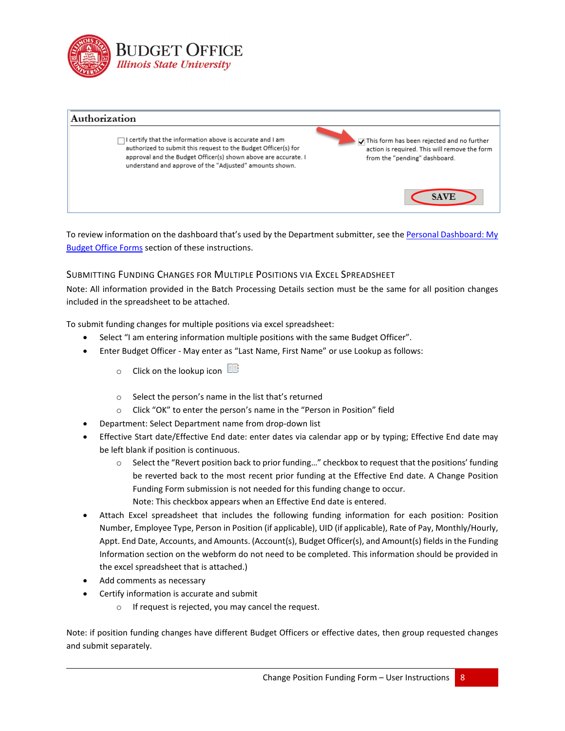Authorization

☐ I certify that the information above is accurate and I am authorized to submit this request to the Budget Officer(s) for approval and the Budget Officer(s) shown above are accurate. I understand and approve of the "Adjusted" amounts shown.

☑ This form has been rejected and no further action is required. This will remove the form from the "pending" dashboard.

SAVE

To review information on the dashboard that's used by the Department submitter, see the Personal Dashboard: My Budget Office Forms section of these instructions.

## Submitting Funding Changes for Multiple Positions via Excel Spreadsheet

Note: All information provided in the Batch Processing Details section must be the same for all position changes included in the spreadsheet to be attached.

To submit funding changes for multiple positions via excel spreadsheet:

- Select "I am entering information multiple positions with the same Budget Officer".
- Enter Budget Officer - May enter as "Last Name, First Name" or use Lookup as follows:
  - Click on the lookup icon
  - Select the person's name in the list that's returned
  - Click "OK" to enter the person's name in the "Person in Position" field
- Department: Select Department name from drop-down list
- Effective Start date/Effective End date: enter dates via calendar app or by typing; Effective End date may be left blank if position is continuous.
  - Select the "Revert position back to prior funding…" checkbox to request that the positions' funding be reverted back to the most recent prior funding at the Effective End date. A Change Position Funding Form submission is not needed for this funding change to occur.
    Note: This checkbox appears when an Effective End date is entered.
- Attach Excel spreadsheet that includes the following funding information for each position: Position Number, Employee Type, Person in Position (if applicable), UID (if applicable), Rate of Pay, Monthly/Hourly, Appt. End Date, Accounts, and Amounts. (Account(s), Budget Officer(s), and Amount(s) fields in the Funding Information section on the webform do not need to be completed. This information should be provided in the excel spreadsheet that is attached.)
- Add comments as necessary
- Certify information is accurate and submit
  - If request is rejected, you may cancel the request.

Note: if position funding changes have different Budget Officers or effective dates, then group requested changes and submit separately.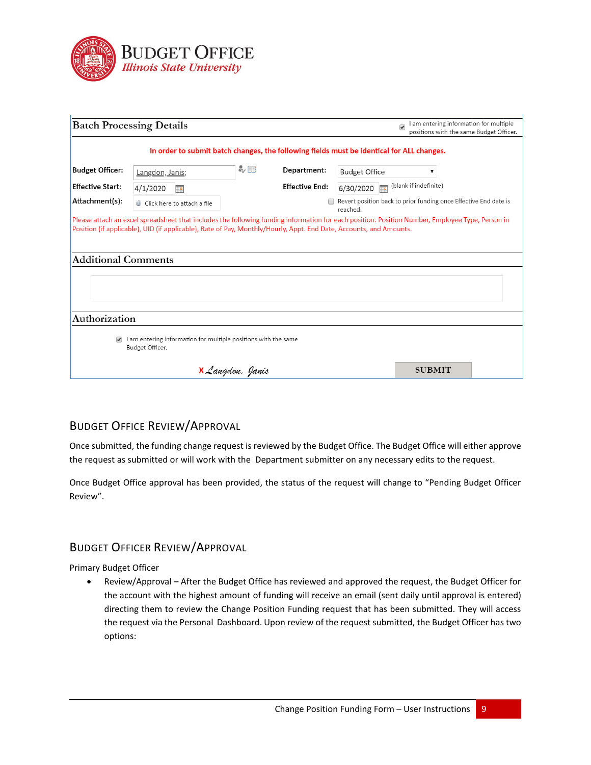## Batch Processing Details

☑ I am entering information for multiple positions with the same Budget Officer.

In order to submit batch changes, the following fields must be identical for ALL changes.

**Budget Officer:** Langdon, Janis;

**Department:** Budget Office

**Effective Start:** 4/1/2020

**Effective End:** 6/30/2020 (blank if indefinite)

**Attachment(s):** Click here to attach a file

☐ Revert position back to prior funding once Effective End date is reached.

Please attach an excel spreadsheet that includes the following funding information for each position: Position Number, Employee Type, Person in Position (if applicable), UID (if applicable), Rate of Pay, Monthly/Hourly, Appt. End Date, Accounts, and Amounts.

## Additional Comments

## Authorization

☑ I am entering information for multiple positions with the same Budget Officer.

X *Langdon, Janis*

SUBMIT

## Budget Office Review/Approval

Once submitted, the funding change request is reviewed by the Budget Office. The Budget Office will either approve the request as submitted or will work with the Department submitter on any necessary edits to the request.

Once Budget Office approval has been provided, the status of the request will change to "Pending Budget Officer Review".

## Budget Officer Review/Approval

Primary Budget Officer

- Review/Approval – After the Budget Office has reviewed and approved the request, the Budget Officer for the account with the highest amount of funding will receive an email (sent daily until approval is entered) directing them to review the Change Position Funding request that has been submitted. They will access the request via the Personal Dashboard. Upon review of the request submitted, the Budget Officer has two options: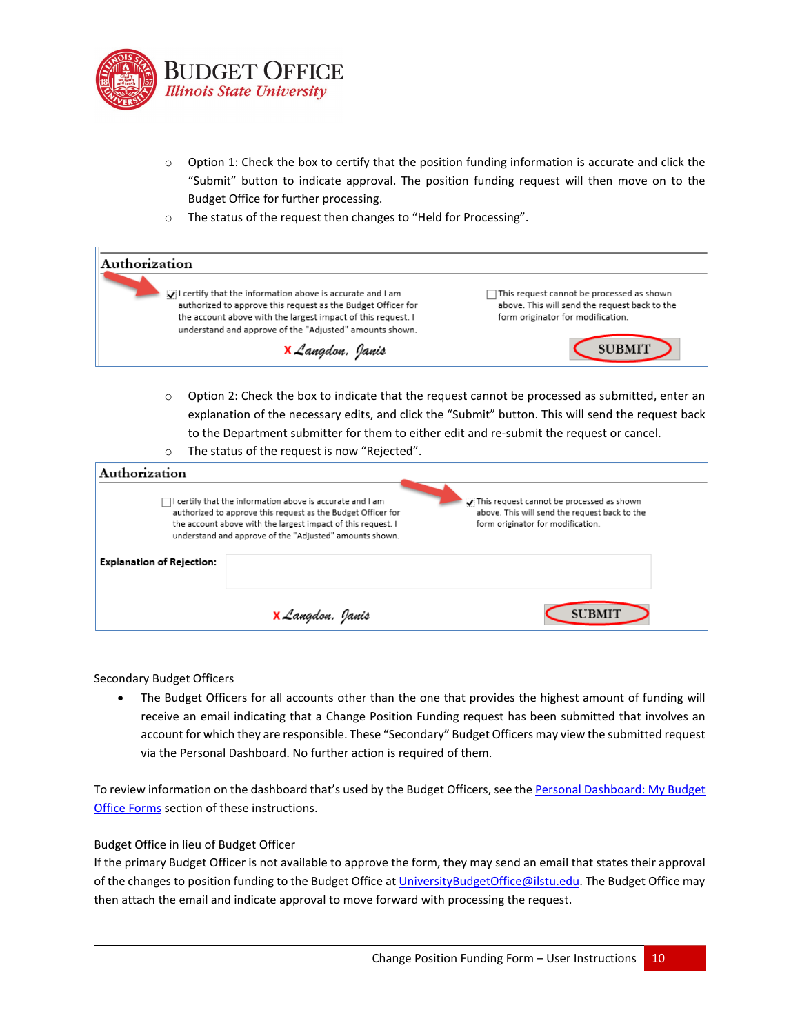- Option 1: Check the box to certify that the position funding information is accurate and click the "Submit" button to indicate approval. The position funding request will then move on to the Budget Office for further processing.
- The status of the request then changes to "Held for Processing".

**Authorization**

☑ I certify that the information above is accurate and I am authorized to approve this request as the Budget Officer for the account above with the largest impact of this request. I understand and approve of the "Adjusted" amounts shown.

☐ This request cannot be processed as shown above. This will send the request back to the form originator for modification.

X Langdon, Janis

SUBMIT

- Option 2: Check the box to indicate that the request cannot be processed as submitted, enter an explanation of the necessary edits, and click the "Submit" button. This will send the request back to the Department submitter for them to either edit and re-submit the request or cancel.
- The status of the request is now "Rejected".

**Authorization**

☐ I certify that the information above is accurate and I am authorized to approve this request as the Budget Officer for the account above with the largest impact of this request. I understand and approve of the "Adjusted" amounts shown.

☑ This request cannot be processed as shown above. This will send the request back to the form originator for modification.

**Explanation of Rejection:**

X Langdon, Janis

SUBMIT

Secondary Budget Officers

- The Budget Officers for all accounts other than the one that provides the highest amount of funding will receive an email indicating that a Change Position Funding request has been submitted that involves an account for which they are responsible. These "Secondary" Budget Officers may view the submitted request via the Personal Dashboard. No further action is required of them.

To review information on the dashboard that's used by the Budget Officers, see the Personal Dashboard: My Budget Office Forms section of these instructions.

Budget Office in lieu of Budget Officer

If the primary Budget Officer is not available to approve the form, they may send an email that states their approval of the changes to position funding to the Budget Office at UniversityBudgetOffice@ilstu.edu. The Budget Office may then attach the email and indicate approval to move forward with processing the request.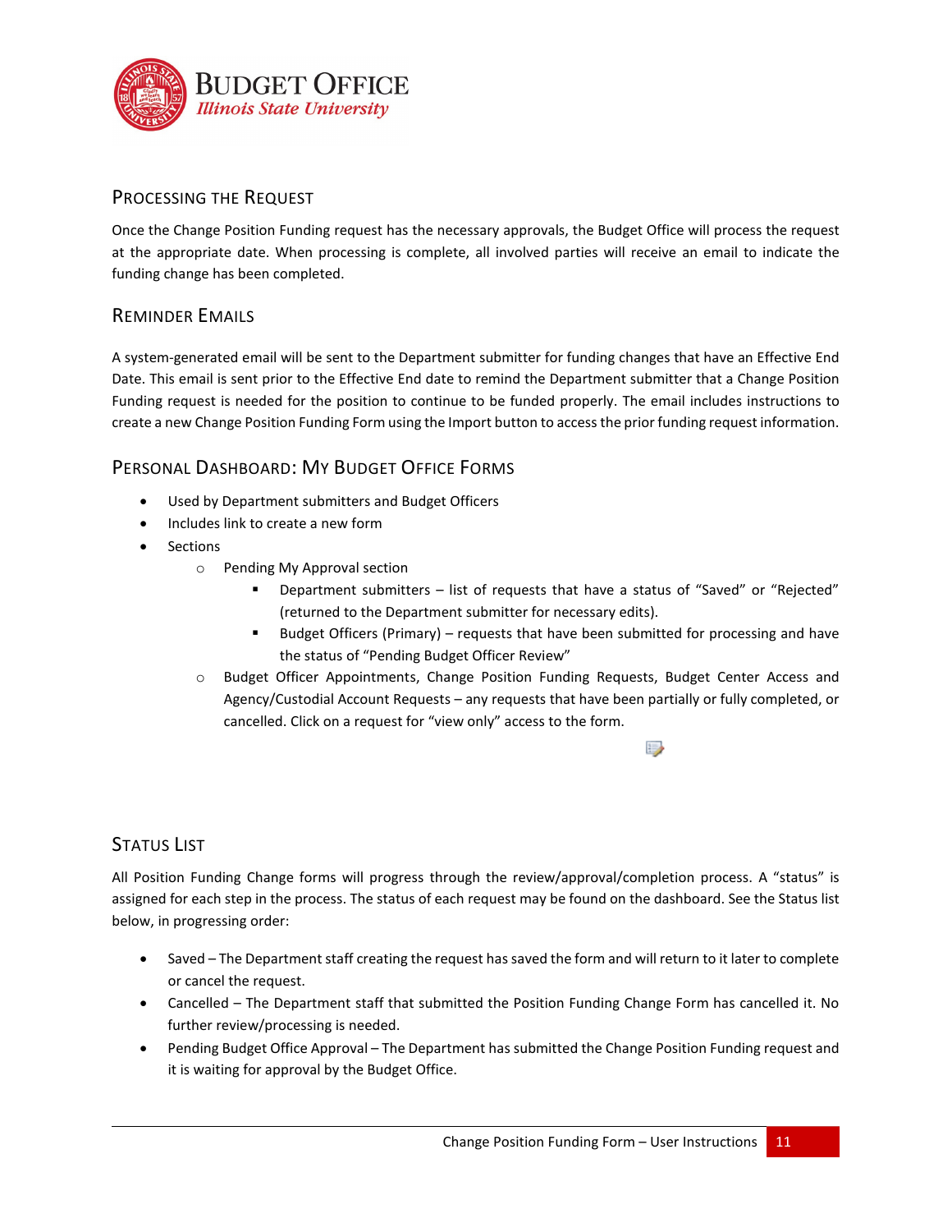## Processing the Request

Once the Change Position Funding request has the necessary approvals, the Budget Office will process the request at the appropriate date. When processing is complete, all involved parties will receive an email to indicate the funding change has been completed.

## Reminder Emails

A system-generated email will be sent to the Department submitter for funding changes that have an Effective End Date. This email is sent prior to the Effective End date to remind the Department submitter that a Change Position Funding request is needed for the position to continue to be funded properly. The email includes instructions to create a new Change Position Funding Form using the Import button to access the prior funding request information.

## Personal Dashboard: My Budget Office Forms

- Used by Department submitters and Budget Officers
- Includes link to create a new form
- Sections
  - Pending My Approval section
    - Department submitters – list of requests that have a status of "Saved" or "Rejected" (returned to the Department submitter for necessary edits).
    - Budget Officers (Primary) – requests that have been submitted for processing and have the status of "Pending Budget Officer Review"
  - Budget Officer Appointments, Change Position Funding Requests, Budget Center Access and Agency/Custodial Account Requests – any requests that have been partially or fully completed, or cancelled. Click on a request for "view only" access to the form.

## Status List

All Position Funding Change forms will progress through the review/approval/completion process. A "status" is assigned for each step in the process. The status of each request may be found on the dashboard. See the Status list below, in progressing order:

- Saved – The Department staff creating the request has saved the form and will return to it later to complete or cancel the request.
- Cancelled – The Department staff that submitted the Position Funding Change Form has cancelled it. No further review/processing is needed.
- Pending Budget Office Approval – The Department has submitted the Change Position Funding request and it is waiting for approval by the Budget Office.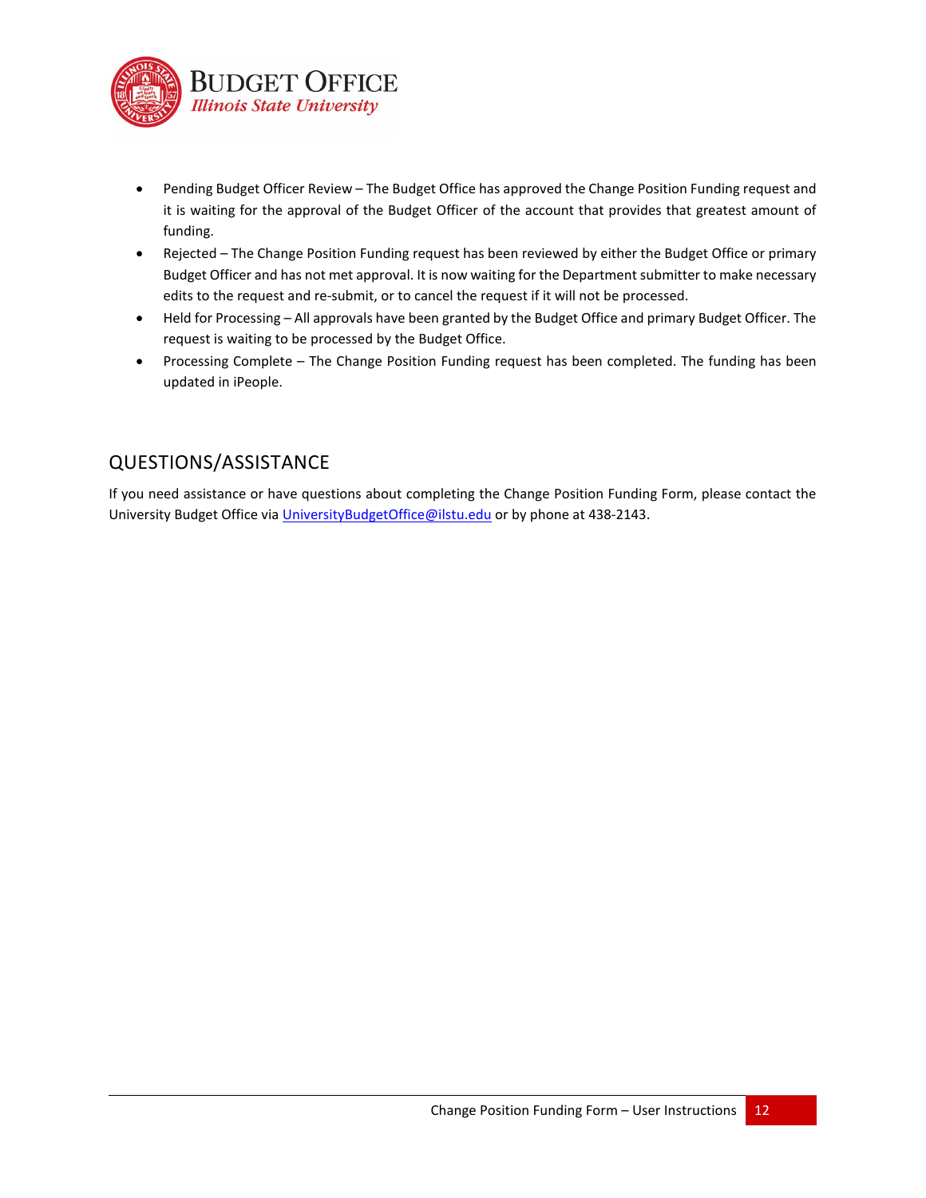- Pending Budget Officer Review – The Budget Office has approved the Change Position Funding request and it is waiting for the approval of the Budget Officer of the account that provides that greatest amount of funding.
- Rejected – The Change Position Funding request has been reviewed by either the Budget Office or primary Budget Officer and has not met approval. It is now waiting for the Department submitter to make necessary edits to the request and re-submit, or to cancel the request if it will not be processed.
- Held for Processing – All approvals have been granted by the Budget Office and primary Budget Officer. The request is waiting to be processed by the Budget Office.
- Processing Complete – The Change Position Funding request has been completed. The funding has been updated in iPeople.

## QUESTIONS/ASSISTANCE

If you need assistance or have questions about completing the Change Position Funding Form, please contact the University Budget Office via UniversityBudgetOffice@ilstu.edu or by phone at 438-2143.